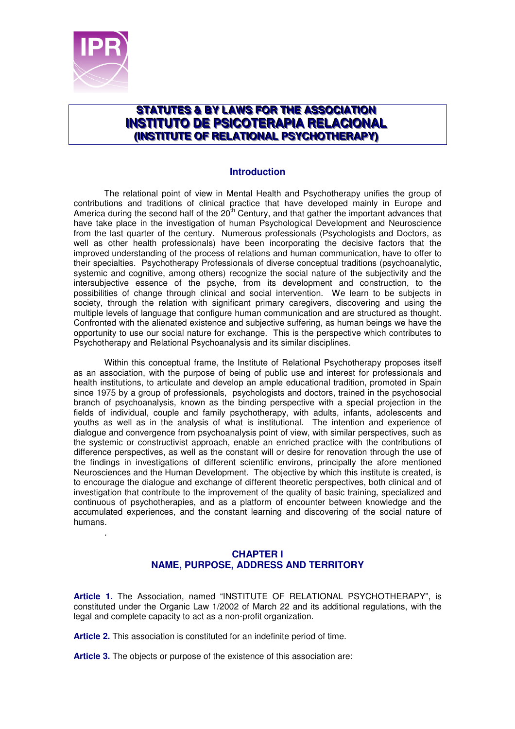# STATUTES & BY LAWS FOR THE ASSOCIATION INSTITUTO DE PSICOTERAPIA RELACIONAL (INSTITUTE OF RELATIONAL PSYCHOTHERAPY)

## Introduction

The relational point of view in Mental Health and Psychotherapy unifies the group of contributions and traditions of clinical practice that have developed mainly in Europe and America during the second half of the 20th Century, and that gather the important advances that have take place in the investigation of human Psychological Development and Neuroscience from the last quarter of the century. Numerous professionals (Psychologists and Doctors, as well as other health professionals) have been incorporating the decisive factors that the improved understanding of the process of relations and human communication, have to offer to their specialties. Psychotherapy Professionals of diverse conceptual traditions (psychoanalytic, systemic and cognitive, among others) recognize the social nature of the subjectivity and the intersubjective essence of the psyche, from its development and construction, to the possibilities of change through clinical and social intervention. We learn to be subjects in society, through the relation with significant primary caregivers, discovering and using the multiple levels of language that configure human communication and are structured as thought. Confronted with the alienated existence and subjective suffering, as human beings we have the opportunity to use our social nature for exchange. This is the perspective which contributes to Psychotherapy and Relational Psychoanalysis and its similar disciplines.

Within this conceptual frame, the Institute of Relational Psychotherapy proposes itself as an association, with the purpose of being of public use and interest for professionals and health institutions, to articulate and develop an ample educational tradition, promoted in Spain since 1975 by a group of professionals, psychologists and doctors, trained in the psychosocial branch of psychoanalysis, known as the binding perspective with a special projection in the fields of individual, couple and family psychotherapy, with adults, infants, adolescents and youths as well as in the analysis of what is institutional. The intention and experience of dialogue and convergence from psychoanalysis point of view, with similar perspectives, such as the systemic or constructivist approach, enable an enriched practice with the contributions of difference perspectives, as well as the constant will or desire for renovation through the use of the findings in investigations of different scientific environs, principally the afore mentioned Neurosciences and the Human Development. The objective by which this institute is created, is to encourage the dialogue and exchange of different theoretic perspectives, both clinical and of investigation that contribute to the improvement of the quality of basic training, specialized and continuous of psychotherapies, and as a platform of encounter between knowledge and the accumulated experiences, and the constant learning and discovering of the social nature of humans.

.

## CHAPTER I
## NAME, PURPOSE, ADDRESS AND TERRITORY

**Article 1.** The Association, named "INSTITUTE OF RELATIONAL PSYCHOTHERAPY", is constituted under the Organic Law 1/2002 of March 22 and its additional regulations, with the legal and complete capacity to act as a non-profit organization.

**Article 2.** This association is constituted for an indefinite period of time.

**Article 3.** The objects or purpose of the existence of this association are: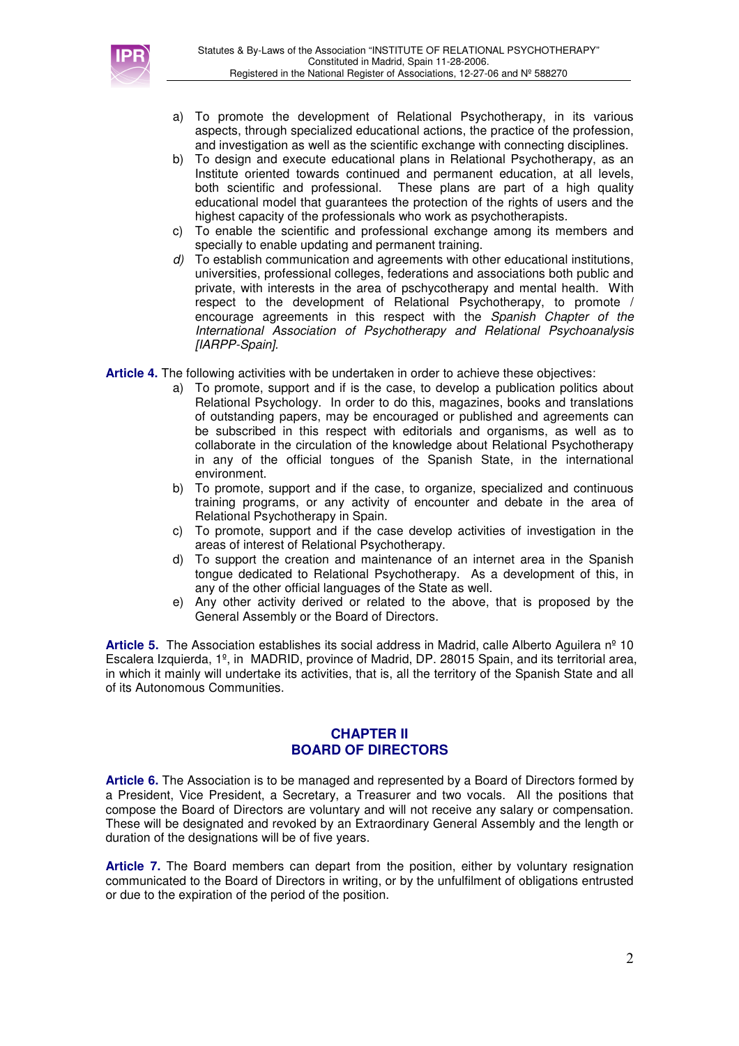a) To promote the development of Relational Psychotherapy, in its various aspects, through specialized educational actions, the practice of the profession, and investigation as well as the scientific exchange with connecting disciplines.
b) To design and execute educational plans in Relational Psychotherapy, as an Institute oriented towards continued and permanent education, at all levels, both scientific and professional. These plans are part of a high quality educational model that guarantees the protection of the rights of users and the highest capacity of the professionals who work as psychotherapists.
c) To enable the scientific and professional exchange among its members and specially to enable updating and permanent training.
*d)* To establish communication and agreements with other educational institutions, universities, professional colleges, federations and associations both public and private, with interests in the area of pschycotherapy and mental health. With respect to the development of Relational Psychotherapy, to promote / encourage agreements in this respect with the *Spanish Chapter of the International Association of Psychotherapy and Relational Psychoanalysis [IARPP-Spain]*.

**Article 4.** The following activities with be undertaken in order to achieve these objectives:

a) To promote, support and if is the case, to develop a publication politics about Relational Psychology. In order to do this, magazines, books and translations of outstanding papers, may be encouraged or published and agreements can be subscribed in this respect with editorials and organisms, as well as to collaborate in the circulation of the knowledge about Relational Psychotherapy in any of the official tongues of the Spanish State, in the international environment.
b) To promote, support and if the case, to organize, specialized and continuous training programs, or any activity of encounter and debate in the area of Relational Psychotherapy in Spain.
c) To promote, support and if the case develop activities of investigation in the areas of interest of Relational Psychotherapy.
d) To support the creation and maintenance of an internet area in the Spanish tongue dedicated to Relational Psychotherapy. As a development of this, in any of the other official languages of the State as well.
e) Any other activity derived or related to the above, that is proposed by the General Assembly or the Board of Directors.

**Article 5.** The Association establishes its social address in Madrid, calle Alberto Aguilera nº 10 Escalera Izquierda, 1º, in MADRID, province of Madrid, DP. 28015 Spain, and its territorial area, in which it mainly will undertake its activities, that is, all the territory of the Spanish State and all of its Autonomous Communities.

## CHAPTER II
## BOARD OF DIRECTORS

**Article 6.** The Association is to be managed and represented by a Board of Directors formed by a President, Vice President, a Secretary, a Treasurer and two vocals. All the positions that compose the Board of Directors are voluntary and will not receive any salary or compensation. These will be designated and revoked by an Extraordinary General Assembly and the length or duration of the designations will be of five years.

**Article 7.** The Board members can depart from the position, either by voluntary resignation communicated to the Board of Directors in writing, or by the unfulfilment of obligations entrusted or due to the expiration of the period of the position.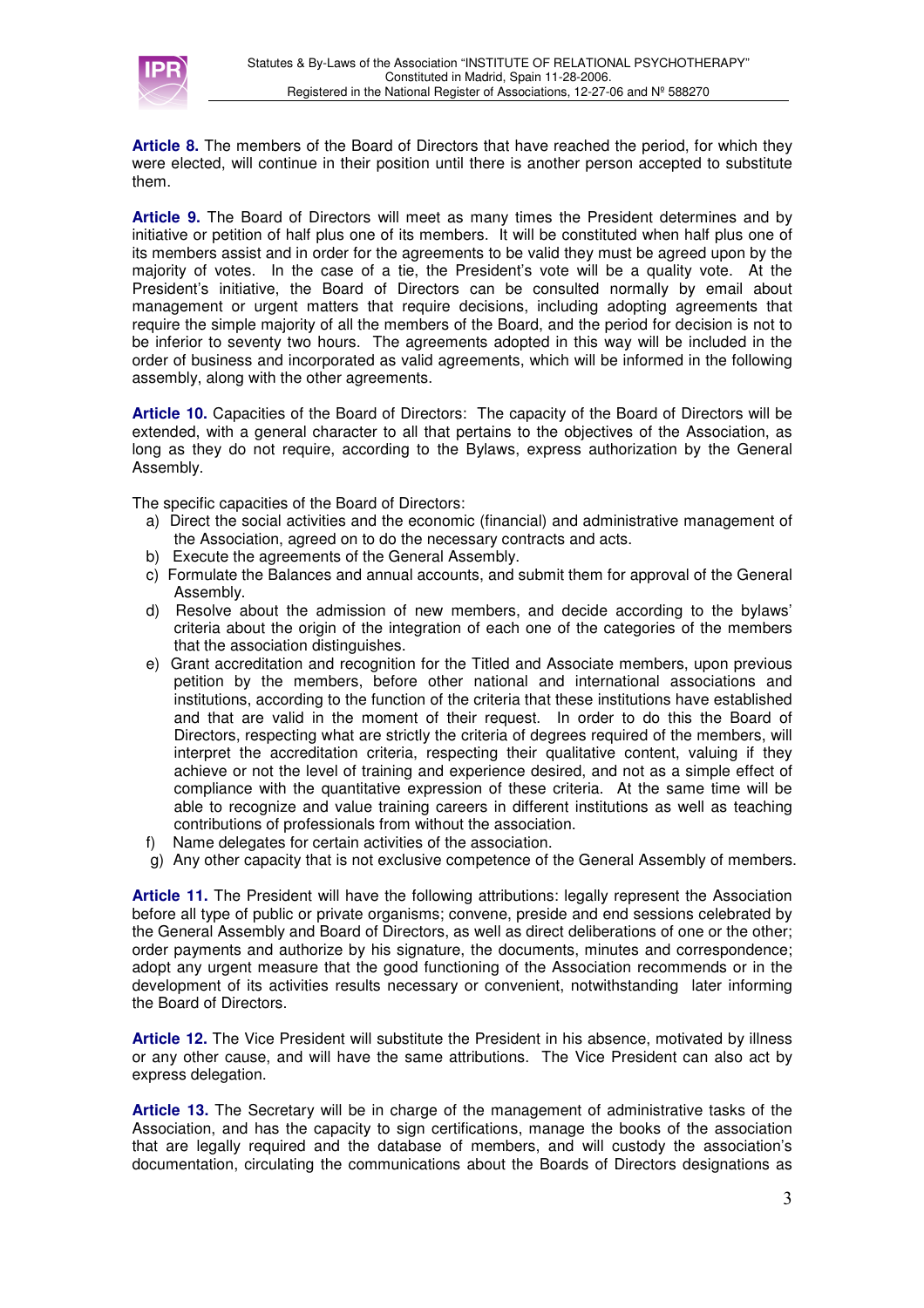**Article 8.** The members of the Board of Directors that have reached the period, for which they were elected, will continue in their position until there is another person accepted to substitute them.

**Article 9.** The Board of Directors will meet as many times the President determines and by initiative or petition of half plus one of its members. It will be constituted when half plus one of its members assist and in order for the agreements to be valid they must be agreed upon by the majority of votes. In the case of a tie, the President's vote will be a quality vote. At the President's initiative, the Board of Directors can be consulted normally by email about management or urgent matters that require decisions, including adopting agreements that require the simple majority of all the members of the Board, and the period for decision is not to be inferior to seventy two hours. The agreements adopted in this way will be included in the order of business and incorporated as valid agreements, which will be informed in the following assembly, along with the other agreements.

**Article 10.** Capacities of the Board of Directors: The capacity of the Board of Directors will be extended, with a general character to all that pertains to the objectives of the Association, as long as they do not require, according to the Bylaws, express authorization by the General Assembly.

The specific capacities of the Board of Directors:

a) Direct the social activities and the economic (financial) and administrative management of the Association, agreed on to do the necessary contracts and acts.
b) Execute the agreements of the General Assembly.
c) Formulate the Balances and annual accounts, and submit them for approval of the General Assembly.
d) Resolve about the admission of new members, and decide according to the bylaws' criteria about the origin of the integration of each one of the categories of the members that the association distinguishes.
e) Grant accreditation and recognition for the Titled and Associate members, upon previous petition by the members, before other national and international associations and institutions, according to the function of the criteria that these institutions have established and that are valid in the moment of their request. In order to do this the Board of Directors, respecting what are strictly the criteria of degrees required of the members, will interpret the accreditation criteria, respecting their qualitative content, valuing if they achieve or not the level of training and experience desired, and not as a simple effect of compliance with the quantitative expression of these criteria. At the same time will be able to recognize and value training careers in different institutions as well as teaching contributions of professionals from without the association.
f) Name delegates for certain activities of the association.
g) Any other capacity that is not exclusive competence of the General Assembly of members.

**Article 11.** The President will have the following attributions: legally represent the Association before all type of public or private organisms; convene, preside and end sessions celebrated by the General Assembly and Board of Directors, as well as direct deliberations of one or the other; order payments and authorize by his signature, the documents, minutes and correspondence; adopt any urgent measure that the good functioning of the Association recommends or in the development of its activities results necessary or convenient, notwithstanding later informing the Board of Directors.

**Article 12.** The Vice President will substitute the President in his absence, motivated by illness or any other cause, and will have the same attributions. The Vice President can also act by express delegation.

**Article 13.** The Secretary will be in charge of the management of administrative tasks of the Association, and has the capacity to sign certifications, manage the books of the association that are legally required and the database of members, and will custody the association's documentation, circulating the communications about the Boards of Directors designations as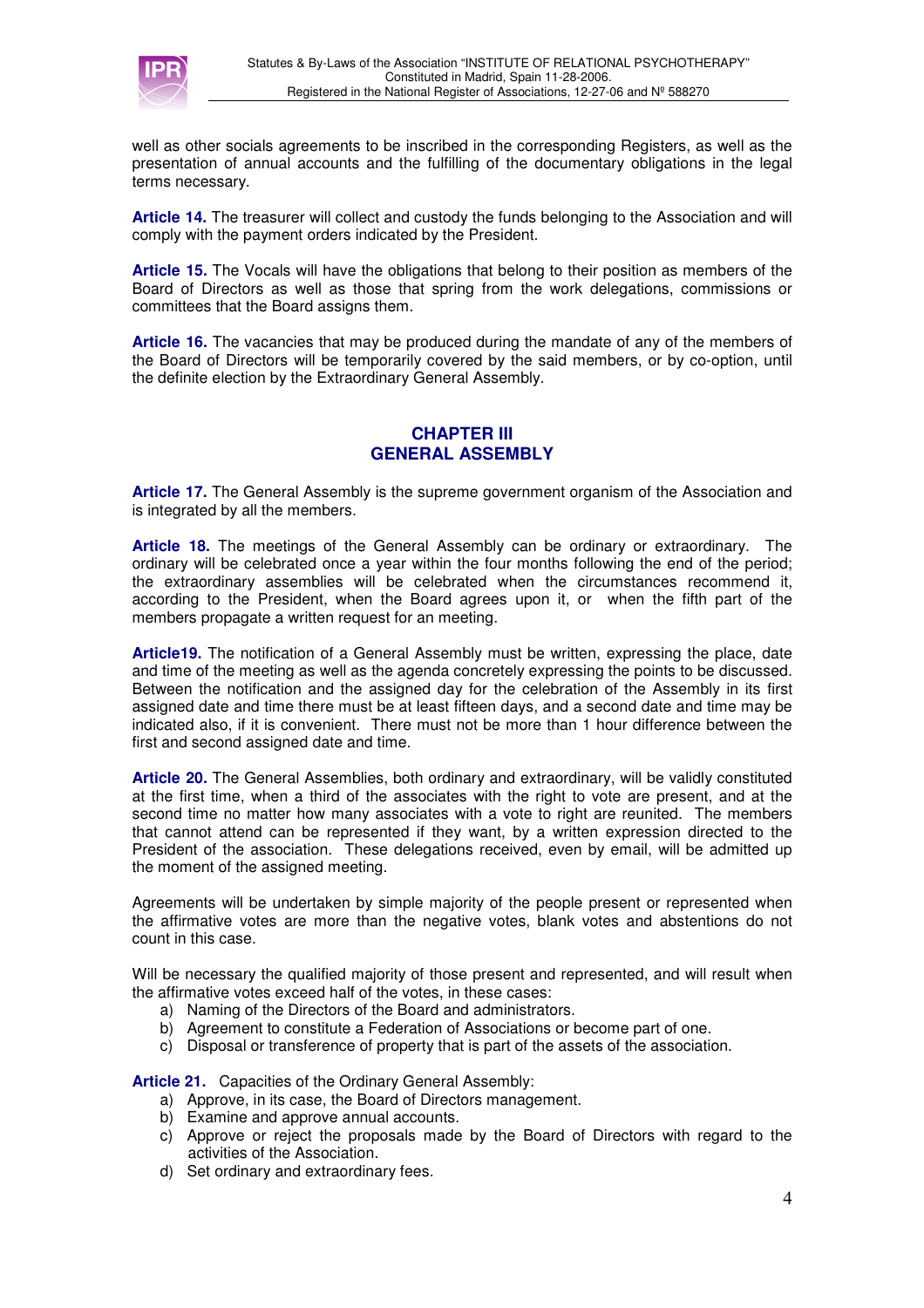well as other socials agreements to be inscribed in the corresponding Registers, as well as the presentation of annual accounts and the fulfilling of the documentary obligations in the legal terms necessary.

**Article 14.** The treasurer will collect and custody the funds belonging to the Association and will comply with the payment orders indicated by the President.

**Article 15.** The Vocals will have the obligations that belong to their position as members of the Board of Directors as well as those that spring from the work delegations, commissions or committees that the Board assigns them.

**Article 16.** The vacancies that may be produced during the mandate of any of the members of the Board of Directors will be temporarily covered by the said members, or by co-option, until the definite election by the Extraordinary General Assembly.

## CHAPTER III
## GENERAL ASSEMBLY

**Article 17.** The General Assembly is the supreme government organism of the Association and is integrated by all the members.

**Article 18.** The meetings of the General Assembly can be ordinary or extraordinary. The ordinary will be celebrated once a year within the four months following the end of the period; the extraordinary assemblies will be celebrated when the circumstances recommend it, according to the President, when the Board agrees upon it, or when the fifth part of the members propagate a written request for an meeting.

**Article19.** The notification of a General Assembly must be written, expressing the place, date and time of the meeting as well as the agenda concretely expressing the points to be discussed. Between the notification and the assigned day for the celebration of the Assembly in its first assigned date and time there must be at least fifteen days, and a second date and time may be indicated also, if it is convenient. There must not be more than 1 hour difference between the first and second assigned date and time.

**Article 20.** The General Assemblies, both ordinary and extraordinary, will be validly constituted at the first time, when a third of the associates with the right to vote are present, and at the second time no matter how many associates with a vote to right are reunited. The members that cannot attend can be represented if they want, by a written expression directed to the President of the association. These delegations received, even by email, will be admitted up the moment of the assigned meeting.

Agreements will be undertaken by simple majority of the people present or represented when the affirmative votes are more than the negative votes, blank votes and abstentions do not count in this case.

Will be necessary the qualified majority of those present and represented, and will result when the affirmative votes exceed half of the votes, in these cases:

a) Naming of the Directors of the Board and administrators.
b) Agreement to constitute a Federation of Associations or become part of one.
c) Disposal or transference of property that is part of the assets of the association.

**Article 21.** Capacities of the Ordinary General Assembly:

a) Approve, in its case, the Board of Directors management.
b) Examine and approve annual accounts.
c) Approve or reject the proposals made by the Board of Directors with regard to the activities of the Association.
d) Set ordinary and extraordinary fees.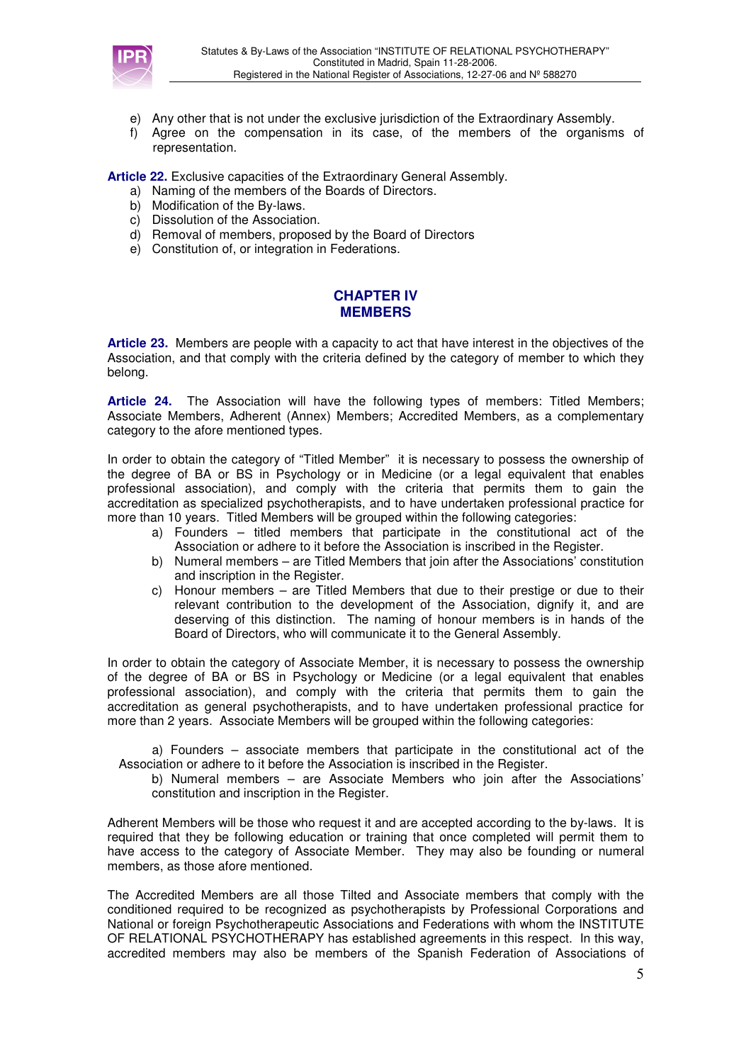e) Any other that is not under the exclusive jurisdiction of the Extraordinary Assembly.
f) Agree on the compensation in its case, of the members of the organisms of representation.

**Article 22.** Exclusive capacities of the Extraordinary General Assembly.

a) Naming of the members of the Boards of Directors.
b) Modification of the By-laws.
c) Dissolution of the Association.
d) Removal of members, proposed by the Board of Directors
e) Constitution of, or integration in Federations.

## CHAPTER IV
## MEMBERS

**Article 23.** Members are people with a capacity to act that have interest in the objectives of the Association, and that comply with the criteria defined by the category of member to which they belong.

**Article 24.** The Association will have the following types of members: Titled Members; Associate Members, Adherent (Annex) Members; Accredited Members, as a complementary category to the afore mentioned types.

In order to obtain the category of "Titled Member" it is necessary to possess the ownership of the degree of BA or BS in Psychology or in Medicine (or a legal equivalent that enables professional association), and comply with the criteria that permits them to gain the accreditation as specialized psychotherapists, and to have undertaken professional practice for more than 10 years. Titled Members will be grouped within the following categories:

a) Founders – titled members that participate in the constitutional act of the Association or adhere to it before the Association is inscribed in the Register.
b) Numeral members – are Titled Members that join after the Associations' constitution and inscription in the Register.
c) Honour members – are Titled Members that due to their prestige or due to their relevant contribution to the development of the Association, dignify it, and are deserving of this distinction. The naming of honour members is in hands of the Board of Directors, who will communicate it to the General Assembly.

In order to obtain the category of Associate Member, it is necessary to possess the ownership of the degree of BA or BS in Psychology or Medicine (or a legal equivalent that enables professional association), and comply with the criteria that permits them to gain the accreditation as general psychotherapists, and to have undertaken professional practice for more than 2 years. Associate Members will be grouped within the following categories:

a) Founders – associate members that participate in the constitutional act of the Association or adhere to it before the Association is inscribed in the Register.
b) Numeral members – are Associate Members who join after the Associations' constitution and inscription in the Register.

Adherent Members will be those who request it and are accepted according to the by-laws. It is required that they be following education or training that once completed will permit them to have access to the category of Associate Member. They may also be founding or numeral members, as those afore mentioned.

The Accredited Members are all those Tilted and Associate members that comply with the conditioned required to be recognized as psychotherapists by Professional Corporations and National or foreign Psychotherapeutic Associations and Federations with whom the INSTITUTE OF RELATIONAL PSYCHOTHERAPY has established agreements in this respect. In this way, accredited members may also be members of the Spanish Federation of Associations of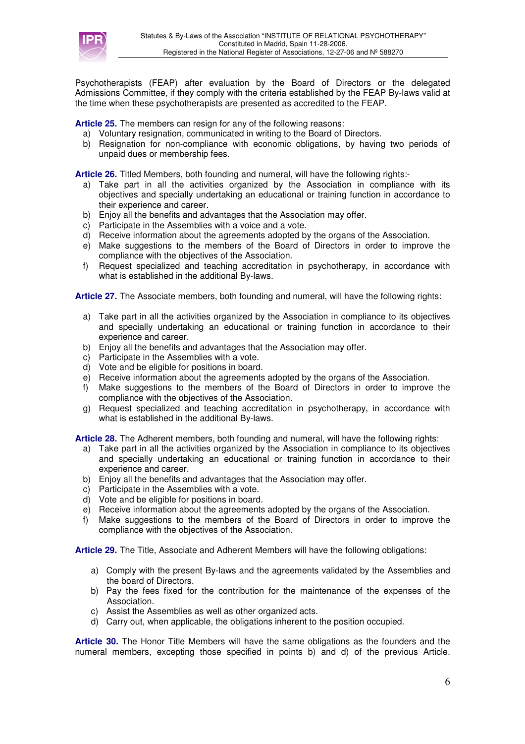Psychotherapists (FEAP) after evaluation by the Board of Directors or the delegated Admissions Committee, if they comply with the criteria established by the FEAP By-laws valid at the time when these psychotherapists are presented as accredited to the FEAP.

**Article 25.** The members can resign for any of the following reasons:

a) Voluntary resignation, communicated in writing to the Board of Directors.
b) Resignation for non-compliance with economic obligations, by having two periods of unpaid dues or membership fees.

**Article 26.** Titled Members, both founding and numeral, will have the following rights:-

a) Take part in all the activities organized by the Association in compliance with its objectives and specially undertaking an educational or training function in accordance to their experience and career.
b) Enjoy all the benefits and advantages that the Association may offer.
c) Participate in the Assemblies with a voice and a vote.
d) Receive information about the agreements adopted by the organs of the Association.
e) Make suggestions to the members of the Board of Directors in order to improve the compliance with the objectives of the Association.
f) Request specialized and teaching accreditation in psychotherapy, in accordance with what is established in the additional By-laws.

**Article 27.** The Associate members, both founding and numeral, will have the following rights:

a) Take part in all the activities organized by the Association in compliance to its objectives and specially undertaking an educational or training function in accordance to their experience and career.
b) Enjoy all the benefits and advantages that the Association may offer.
c) Participate in the Assemblies with a vote.
d) Vote and be eligible for positions in board.
e) Receive information about the agreements adopted by the organs of the Association.
f) Make suggestions to the members of the Board of Directors in order to improve the compliance with the objectives of the Association.
g) Request specialized and teaching accreditation in psychotherapy, in accordance with what is established in the additional By-laws.

**Article 28.** The Adherent members, both founding and numeral, will have the following rights:

a) Take part in all the activities organized by the Association in compliance to its objectives and specially undertaking an educational or training function in accordance to their experience and career.
b) Enjoy all the benefits and advantages that the Association may offer.
c) Participate in the Assemblies with a vote.
d) Vote and be eligible for positions in board.
e) Receive information about the agreements adopted by the organs of the Association.
f) Make suggestions to the members of the Board of Directors in order to improve the compliance with the objectives of the Association.

**Article 29.** The Title, Associate and Adherent Members will have the following obligations:

a) Comply with the present By-laws and the agreements validated by the Assemblies and the board of Directors.
b) Pay the fees fixed for the contribution for the maintenance of the expenses of the Association.
c) Assist the Assemblies as well as other organized acts.
d) Carry out, when applicable, the obligations inherent to the position occupied.

**Article 30.** The Honor Title Members will have the same obligations as the founders and the numeral members, excepting those specified in points b) and d) of the previous Article.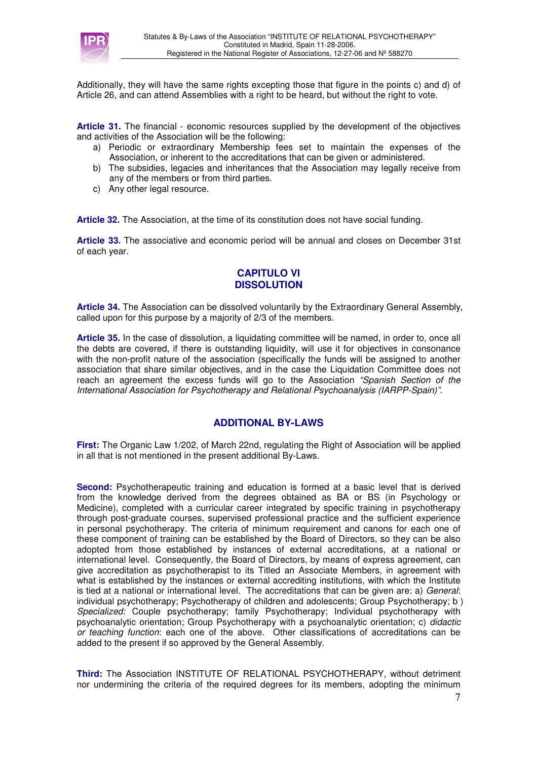Additionally, they will have the same rights excepting those that figure in the points c) and d) of Article 26, and can attend Assemblies with a right to be heard, but without the right to vote.

**Article 31.** The financial - economic resources supplied by the development of the objectives and activities of the Association will be the following:

a) Periodic or extraordinary Membership fees set to maintain the expenses of the Association, or inherent to the accreditations that can be given or administered.
b) The subsidies, legacies and inheritances that the Association may legally receive from any of the members or from third parties.
c) Any other legal resource.

**Article 32.** The Association, at the time of its constitution does not have social funding.

**Article 33.** The associative and economic period will be annual and closes on December 31st of each year.

## CAPITULO VI
## DISSOLUTION

**Article 34.** The Association can be dissolved voluntarily by the Extraordinary General Assembly, called upon for this purpose by a majority of 2/3 of the members.

**Article 35.** In the case of dissolution, a liquidating committee will be named, in order to, once all the debts are covered, if there is outstanding liquidity, will use it for objectives in consonance with the non-profit nature of the association (specifically the funds will be assigned to another association that share similar objectives, and in the case the Liquidation Committee does not reach an agreement the excess funds will go to the Association *"Spanish Section of the International Association for Psychotherapy and Relational Psychoanalysis (IARPP-Spain)"*.

## ADDITIONAL BY-LAWS

**First:** The Organic Law 1/202, of March 22nd, regulating the Right of Association will be applied in all that is not mentioned in the present additional By-Laws.

**Second:** Psychotherapeutic training and education is formed at a basic level that is derived from the knowledge derived from the degrees obtained as BA or BS (in Psychology or Medicine), completed with a curricular career integrated by specific training in psychotherapy through post-graduate courses, supervised professional practice and the sufficient experience in personal psychotherapy. The criteria of minimum requirement and canons for each one of these component of training can be established by the Board of Directors, so they can be also adopted from those established by instances of external accreditations, at a national or international level. Consequently, the Board of Directors, by means of express agreement, can give accreditation as psychotherapist to its Titled an Associate Members, in agreement with what is established by the instances or external accrediting institutions, with which the Institute is tied at a national or international level. The accreditations that can be given are: a) *General*: individual psychotherapy; Psychotherapy of children and adolescents; Group Psychotherapy; b ) *Specialized:* Couple psychotherapy; family Psychotherapy; Individual psychotherapy with psychoanalytic orientation; Group Psychotherapy with a psychoanalytic orientation; c) *didactic or teaching function*: each one of the above. Other classifications of accreditations can be added to the present if so approved by the General Assembly.

**Third:** The Association INSTITUTE OF RELATIONAL PSYCHOTHERAPY, without detriment nor undermining the criteria of the required degrees for its members, adopting the minimum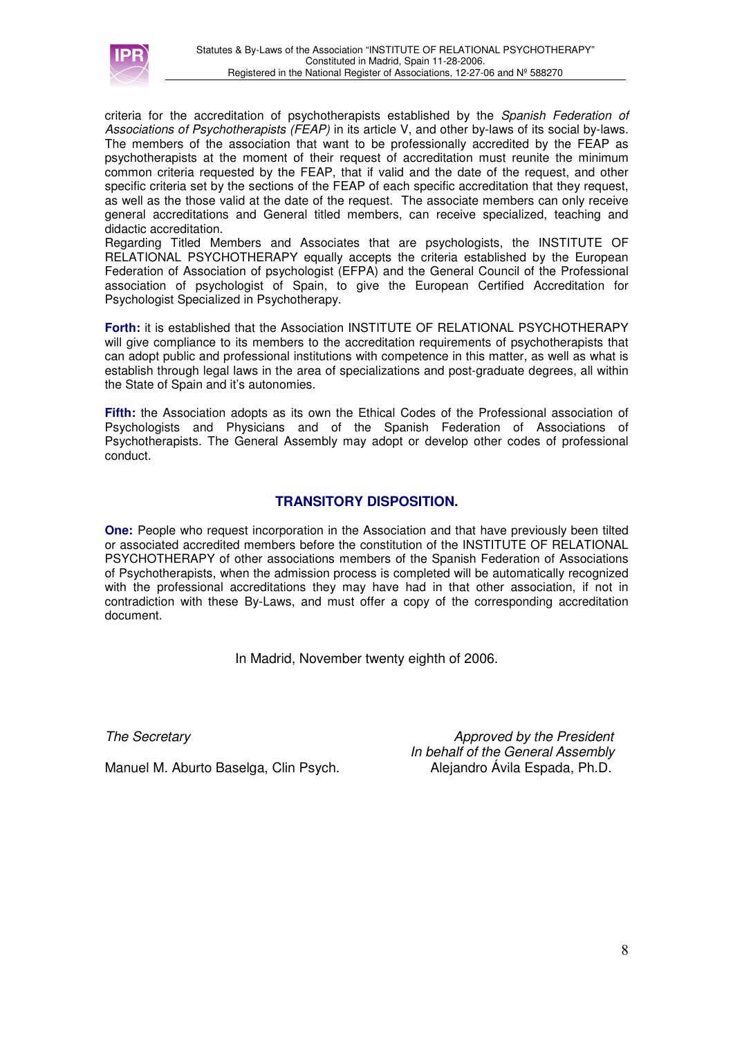criteria for the accreditation of psychotherapists established by the *Spanish Federation of Associations of Psychotherapists (FEAP)* in its article V, and other by-laws of its social by-laws. The members of the association that want to be professionally accredited by the FEAP as psychotherapists at the moment of their request of accreditation must reunite the minimum common criteria requested by the FEAP, that if valid and the date of the request, and other specific criteria set by the sections of the FEAP of each specific accreditation that they request, as well as the those valid at the date of the request. The associate members can only receive general accreditations and General titled members, can receive specialized, teaching and didactic accreditation.

Regarding Titled Members and Associates that are psychologists, the INSTITUTE OF RELATIONAL PSYCHOTHERAPY equally accepts the criteria established by the European Federation of Association of psychologist (EFPA) and the General Council of the Professional association of psychologist of Spain, to give the European Certified Accreditation for Psychologist Specialized in Psychotherapy.

**Forth:** it is established that the Association INSTITUTE OF RELATIONAL PSYCHOTHERAPY will give compliance to its members to the accreditation requirements of psychotherapists that can adopt public and professional institutions with competence in this matter, as well as what is establish through legal laws in the area of specializations and post-graduate degrees, all within the State of Spain and it's autonomies.

**Fifth:** the Association adopts as its own the Ethical Codes of the Professional association of Psychologists and Physicians and of the Spanish Federation of Associations of Psychotherapists. The General Assembly may adopt or develop other codes of professional conduct.

## TRANSITORY DISPOSITION.

**One:** People who request incorporation in the Association and that have previously been tilted or associated accredited members before the constitution of the INSTITUTE OF RELATIONAL PSYCHOTHERAPY of other associations members of the Spanish Federation of Associations of Psychotherapists, when the admission process is completed will be automatically recognized with the professional accreditations they may have had in that other association, if not in contradiction with these By-Laws, and must offer a copy of the corresponding accreditation document.

In Madrid, November twenty eighth of 2006.

*The Secretary*

Manuel M. Aburto Baselga, Clin Psych.

*Approved by the President*
*In behalf of the General Assembly*
Alejandro Ávila Espada, Ph.D.